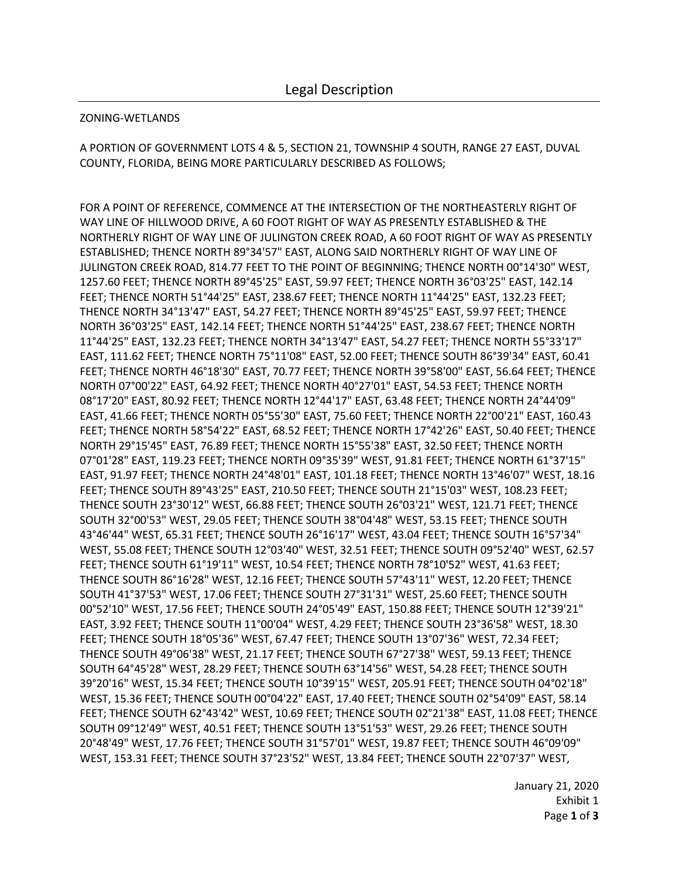# Legal Description

ZONING-WETLANDS

A PORTION OF GOVERNMENT LOTS 4 & 5, SECTION 21, TOWNSHIP 4 SOUTH, RANGE 27 EAST, DUVAL COUNTY, FLORIDA, BEING MORE PARTICULARLY DESCRIBED AS FOLLOWS;

FOR A POINT OF REFERENCE, COMMENCE AT THE INTERSECTION OF THE NORTHEASTERLY RIGHT OF WAY LINE OF HILLWOOD DRIVE, A 60 FOOT RIGHT OF WAY AS PRESENTLY ESTABLISHED & THE NORTHERLY RIGHT OF WAY LINE OF JULINGTON CREEK ROAD, A 60 FOOT RIGHT OF WAY AS PRESENTLY ESTABLISHED; THENCE NORTH 89°34'57" EAST, ALONG SAID NORTHERLY RIGHT OF WAY LINE OF JULINGTON CREEK ROAD, 814.77 FEET TO THE POINT OF BEGINNING; THENCE NORTH 00°14'30" WEST, 1257.60 FEET; THENCE NORTH 89°45'25" EAST, 59.97 FEET; THENCE NORTH 36°03'25" EAST, 142.14 FEET; THENCE NORTH 51°44'25" EAST, 238.67 FEET; THENCE NORTH 11°44'25" EAST, 132.23 FEET; THENCE NORTH 34°13'47" EAST, 54.27 FEET; THENCE NORTH 89°45'25" EAST, 59.97 FEET; THENCE NORTH 36°03'25" EAST, 142.14 FEET; THENCE NORTH 51°44'25" EAST, 238.67 FEET; THENCE NORTH 11°44'25" EAST, 132.23 FEET; THENCE NORTH 34°13'47" EAST, 54.27 FEET; THENCE NORTH 55°33'17" EAST, 111.62 FEET; THENCE NORTH 75°11'08" EAST, 52.00 FEET; THENCE SOUTH 86°39'34" EAST, 60.41 FEET; THENCE NORTH 46°18'30" EAST, 70.77 FEET; THENCE NORTH 39°58'00" EAST, 56.64 FEET; THENCE NORTH 07°00'22" EAST, 64.92 FEET; THENCE NORTH 40°27'01" EAST, 54.53 FEET; THENCE NORTH 08°17'20" EAST, 80.92 FEET; THENCE NORTH 12°44'17" EAST, 63.48 FEET; THENCE NORTH 24°44'09" EAST, 41.66 FEET; THENCE NORTH 05°55'30" EAST, 75.60 FEET; THENCE NORTH 22°00'21" EAST, 160.43 FEET; THENCE NORTH 58°54'22" EAST, 68.52 FEET; THENCE NORTH 17°42'26" EAST, 50.40 FEET; THENCE NORTH 29°15'45" EAST, 76.89 FEET; THENCE NORTH 15°55'38" EAST, 32.50 FEET; THENCE NORTH 07°01'28" EAST, 119.23 FEET; THENCE NORTH 09°35'39" WEST, 91.81 FEET; THENCE NORTH 61°37'15" EAST, 91.97 FEET; THENCE NORTH 24°48'01" EAST, 101.18 FEET; THENCE NORTH 13°46'07" WEST, 18.16 FEET; THENCE SOUTH 89°43'25" EAST, 210.50 FEET; THENCE SOUTH 21°15'03" WEST, 108.23 FEET; THENCE SOUTH 23°30'12" WEST, 66.88 FEET; THENCE SOUTH 26°03'21" WEST, 121.71 FEET; THENCE SOUTH 32°00'53" WEST, 29.05 FEET; THENCE SOUTH 38°04'48" WEST, 53.15 FEET; THENCE SOUTH 43°46'44" WEST, 65.31 FEET; THENCE SOUTH 26°16'17" WEST, 43.04 FEET; THENCE SOUTH 16°57'34" WEST, 55.08 FEET; THENCE SOUTH 12°03'40" WEST, 32.51 FEET; THENCE SOUTH 09°52'40" WEST, 62.57 FEET; THENCE SOUTH 61°19'11" WEST, 10.54 FEET; THENCE NORTH 78°10'52" WEST, 41.63 FEET; THENCE SOUTH 86°16'28" WEST, 12.16 FEET; THENCE SOUTH 57°43'11" WEST, 12.20 FEET; THENCE SOUTH 41°37'53" WEST, 17.06 FEET; THENCE SOUTH 27°31'31" WEST, 25.60 FEET; THENCE SOUTH 00°52'10" WEST, 17.56 FEET; THENCE SOUTH 24°05'49" EAST, 150.88 FEET; THENCE SOUTH 12°39'21" EAST, 3.92 FEET; THENCE SOUTH 11°00'04" WEST, 4.29 FEET; THENCE SOUTH 23°36'58" WEST, 18.30 FEET; THENCE SOUTH 18°05'36" WEST, 67.47 FEET; THENCE SOUTH 13°07'36" WEST, 72.34 FEET; THENCE SOUTH 49°06'38" WEST, 21.17 FEET; THENCE SOUTH 67°27'38" WEST, 59.13 FEET; THENCE SOUTH 64°45'28" WEST, 28.29 FEET; THENCE SOUTH 63°14'56" WEST, 54.28 FEET; THENCE SOUTH 39°20'16" WEST, 15.34 FEET; THENCE SOUTH 10°39'15" WEST, 205.91 FEET; THENCE SOUTH 04°02'18" WEST, 15.36 FEET; THENCE SOUTH 00°04'22" EAST, 17.40 FEET; THENCE SOUTH 02°54'09" EAST, 58.14 FEET; THENCE SOUTH 62°43'42" WEST, 10.69 FEET; THENCE SOUTH 02°21'38" EAST, 11.08 FEET; THENCE SOUTH 09°12'49" WEST, 40.51 FEET; THENCE SOUTH 13°51'53" WEST, 29.26 FEET; THENCE SOUTH 20°48'49" WEST, 17.76 FEET; THENCE SOUTH 31°57'01" WEST, 19.87 FEET; THENCE SOUTH 46°09'09" WEST, 153.31 FEET; THENCE SOUTH 37°23'52" WEST, 13.84 FEET; THENCE SOUTH 22°07'37" WEST,

January 21, 2020
Exhibit 1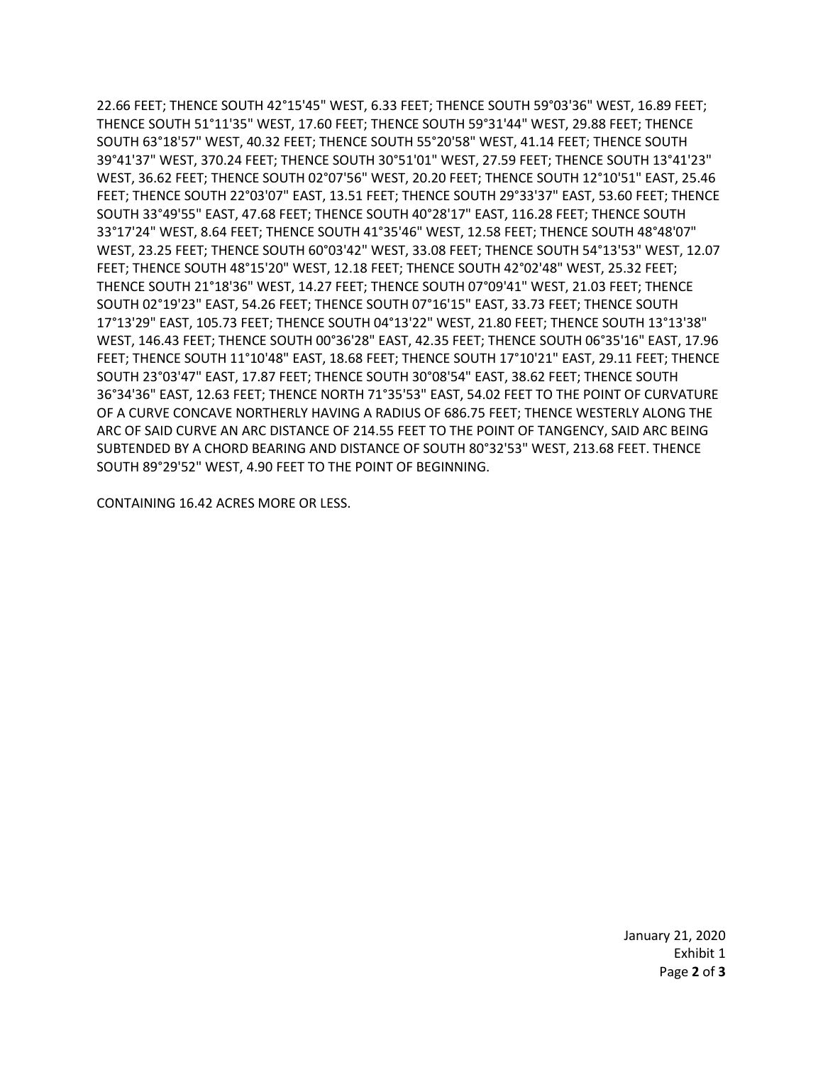22.66 FEET; THENCE SOUTH 42°15'45" WEST, 6.33 FEET; THENCE SOUTH 59°03'36" WEST, 16.89 FEET; THENCE SOUTH 51°11'35" WEST, 17.60 FEET; THENCE SOUTH 59°31'44" WEST, 29.88 FEET; THENCE SOUTH 63°18'57" WEST, 40.32 FEET; THENCE SOUTH 55°20'58" WEST, 41.14 FEET; THENCE SOUTH 39°41'37" WEST, 370.24 FEET; THENCE SOUTH 30°51'01" WEST, 27.59 FEET; THENCE SOUTH 13°41'23" WEST, 36.62 FEET; THENCE SOUTH 02°07'56" WEST, 20.20 FEET; THENCE SOUTH 12°10'51" EAST, 25.46 FEET; THENCE SOUTH 22°03'07" EAST, 13.51 FEET; THENCE SOUTH 29°33'37" EAST, 53.60 FEET; THENCE SOUTH 33°49'55" EAST, 47.68 FEET; THENCE SOUTH 40°28'17" EAST, 116.28 FEET; THENCE SOUTH 33°17'24" WEST, 8.64 FEET; THENCE SOUTH 41°35'46" WEST, 12.58 FEET; THENCE SOUTH 48°48'07" WEST, 23.25 FEET; THENCE SOUTH 60°03'42" WEST, 33.08 FEET; THENCE SOUTH 54°13'53" WEST, 12.07 FEET; THENCE SOUTH 48°15'20" WEST, 12.18 FEET; THENCE SOUTH 42°02'48" WEST, 25.32 FEET; THENCE SOUTH 21°18'36" WEST, 14.27 FEET; THENCE SOUTH 07°09'41" WEST, 21.03 FEET; THENCE SOUTH 02°19'23" EAST, 54.26 FEET; THENCE SOUTH 07°16'15" EAST, 33.73 FEET; THENCE SOUTH 17°13'29" EAST, 105.73 FEET; THENCE SOUTH 04°13'22" WEST, 21.80 FEET; THENCE SOUTH 13°13'38" WEST, 146.43 FEET; THENCE SOUTH 00°36'28" EAST, 42.35 FEET; THENCE SOUTH 06°35'16" EAST, 17.96 FEET; THENCE SOUTH 11°10'48" EAST, 18.68 FEET; THENCE SOUTH 17°10'21" EAST, 29.11 FEET; THENCE SOUTH 23°03'47" EAST, 17.87 FEET; THENCE SOUTH 30°08'54" EAST, 38.62 FEET; THENCE SOUTH 36°34'36" EAST, 12.63 FEET; THENCE NORTH 71°35'53" EAST, 54.02 FEET TO THE POINT OF CURVATURE OF A CURVE CONCAVE NORTHERLY HAVING A RADIUS OF 686.75 FEET; THENCE WESTERLY ALONG THE ARC OF SAID CURVE AN ARC DISTANCE OF 214.55 FEET TO THE POINT OF TANGENCY, SAID ARC BEING SUBTENDED BY A CHORD BEARING AND DISTANCE OF SOUTH 80°32'53" WEST, 213.68 FEET. THENCE SOUTH 89°29'52" WEST, 4.90 FEET TO THE POINT OF BEGINNING.

CONTAINING 16.42 ACRES MORE OR LESS.

January 21, 2020
Exhibit 1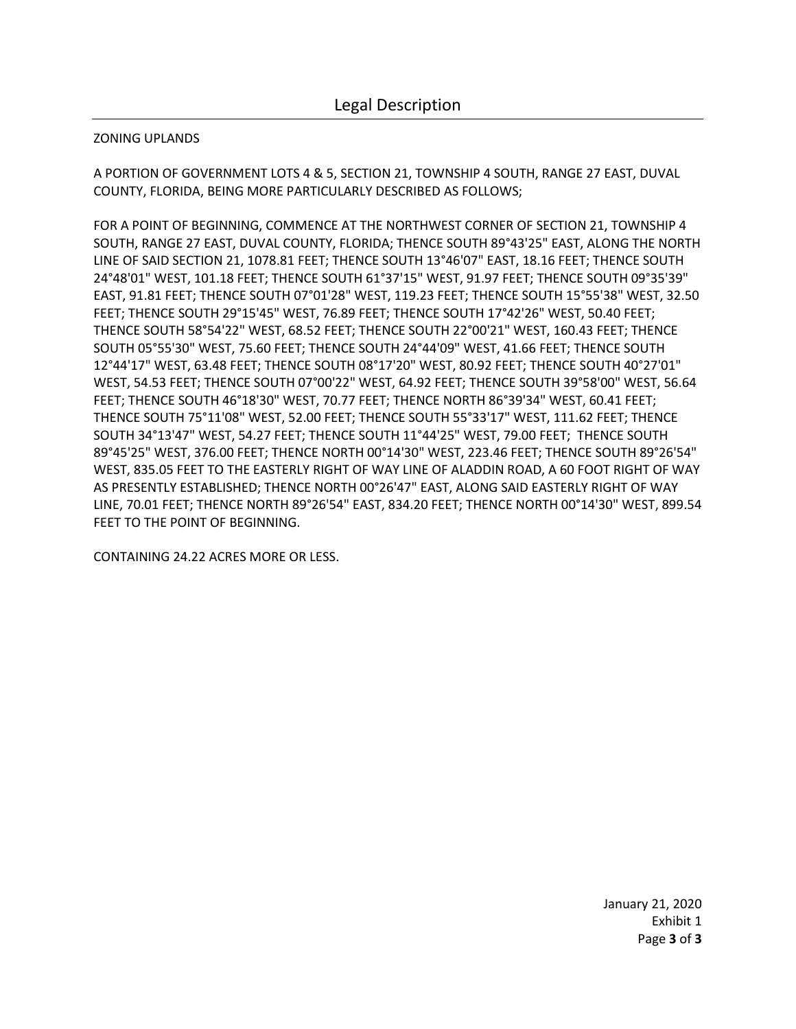# Legal Description

ZONING UPLANDS

A PORTION OF GOVERNMENT LOTS 4 & 5, SECTION 21, TOWNSHIP 4 SOUTH, RANGE 27 EAST, DUVAL COUNTY, FLORIDA, BEING MORE PARTICULARLY DESCRIBED AS FOLLOWS;

FOR A POINT OF BEGINNING, COMMENCE AT THE NORTHWEST CORNER OF SECTION 21, TOWNSHIP 4 SOUTH, RANGE 27 EAST, DUVAL COUNTY, FLORIDA; THENCE SOUTH 89°43'25" EAST, ALONG THE NORTH LINE OF SAID SECTION 21, 1078.81 FEET; THENCE SOUTH 13°46'07" EAST, 18.16 FEET; THENCE SOUTH 24°48'01" WEST, 101.18 FEET; THENCE SOUTH 61°37'15" WEST, 91.97 FEET; THENCE SOUTH 09°35'39" EAST, 91.81 FEET; THENCE SOUTH 07°01'28" WEST, 119.23 FEET; THENCE SOUTH 15°55'38" WEST, 32.50 FEET; THENCE SOUTH 29°15'45" WEST, 76.89 FEET; THENCE SOUTH 17°42'26" WEST, 50.40 FEET; THENCE SOUTH 58°54'22" WEST, 68.52 FEET; THENCE SOUTH 22°00'21" WEST, 160.43 FEET; THENCE SOUTH 05°55'30" WEST, 75.60 FEET; THENCE SOUTH 24°44'09" WEST, 41.66 FEET; THENCE SOUTH 12°44'17" WEST, 63.48 FEET; THENCE SOUTH 08°17'20" WEST, 80.92 FEET; THENCE SOUTH 40°27'01" WEST, 54.53 FEET; THENCE SOUTH 07°00'22" WEST, 64.92 FEET; THENCE SOUTH 39°58'00" WEST, 56.64 FEET; THENCE SOUTH 46°18'30" WEST, 70.77 FEET; THENCE NORTH 86°39'34" WEST, 60.41 FEET; THENCE SOUTH 75°11'08" WEST, 52.00 FEET; THENCE SOUTH 55°33'17" WEST, 111.62 FEET; THENCE SOUTH 34°13'47" WEST, 54.27 FEET; THENCE SOUTH 11°44'25" WEST, 79.00 FEET; THENCE SOUTH 89°45'25" WEST, 376.00 FEET; THENCE NORTH 00°14'30" WEST, 223.46 FEET; THENCE SOUTH 89°26'54" WEST, 835.05 FEET TO THE EASTERLY RIGHT OF WAY LINE OF ALADDIN ROAD, A 60 FOOT RIGHT OF WAY AS PRESENTLY ESTABLISHED; THENCE NORTH 00°26'47" EAST, ALONG SAID EASTERLY RIGHT OF WAY LINE, 70.01 FEET; THENCE NORTH 89°26'54" EAST, 834.20 FEET; THENCE NORTH 00°14'30" WEST, 899.54 FEET TO THE POINT OF BEGINNING.

CONTAINING 24.22 ACRES MORE OR LESS.

January 21, 2020
Exhibit 1